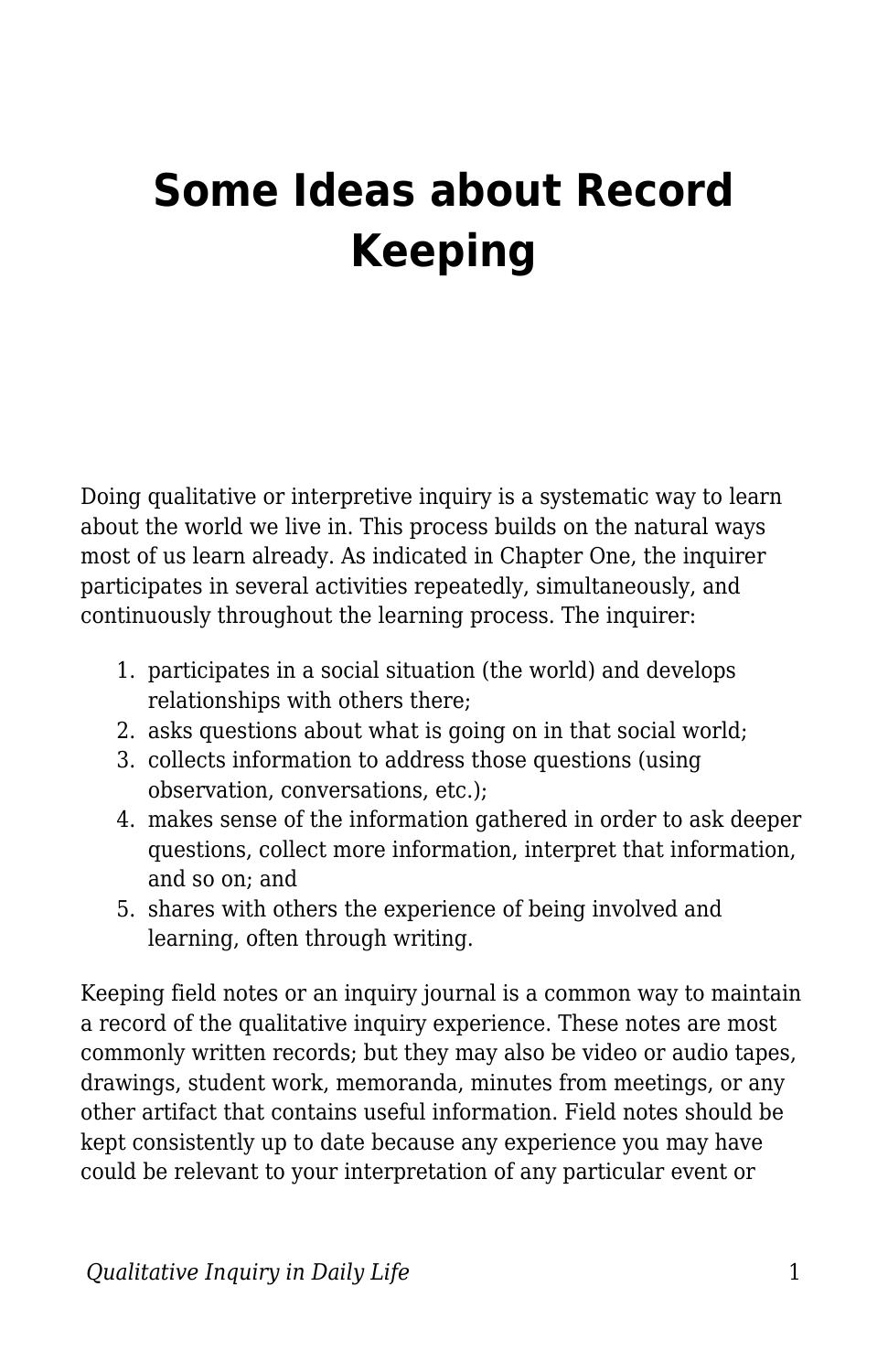# Some Ideas about Record Keeping

Doing qualitative or interpretive inquiry is a systematic way to learn about the world we live in. This process builds on the natural ways most of us learn already. As indicated in Chapter One, the inquirer participates in several activities repeatedly, simultaneously, and continuously throughout the learning process. The inquirer:

1. participates in a social situation (the world) and develops relationships with others there;
2. asks questions about what is going on in that social world;
3. collects information to address those questions (using observation, conversations, etc.);
4. makes sense of the information gathered in order to ask deeper questions, collect more information, interpret that information, and so on; and
5. shares with others the experience of being involved and learning, often through writing.

Keeping field notes or an inquiry journal is a common way to maintain a record of the qualitative inquiry experience. These notes are most commonly written records; but they may also be video or audio tapes, drawings, student work, memoranda, minutes from meetings, or any other artifact that contains useful information. Field notes should be kept consistently up to date because any experience you may have could be relevant to your interpretation of any particular event or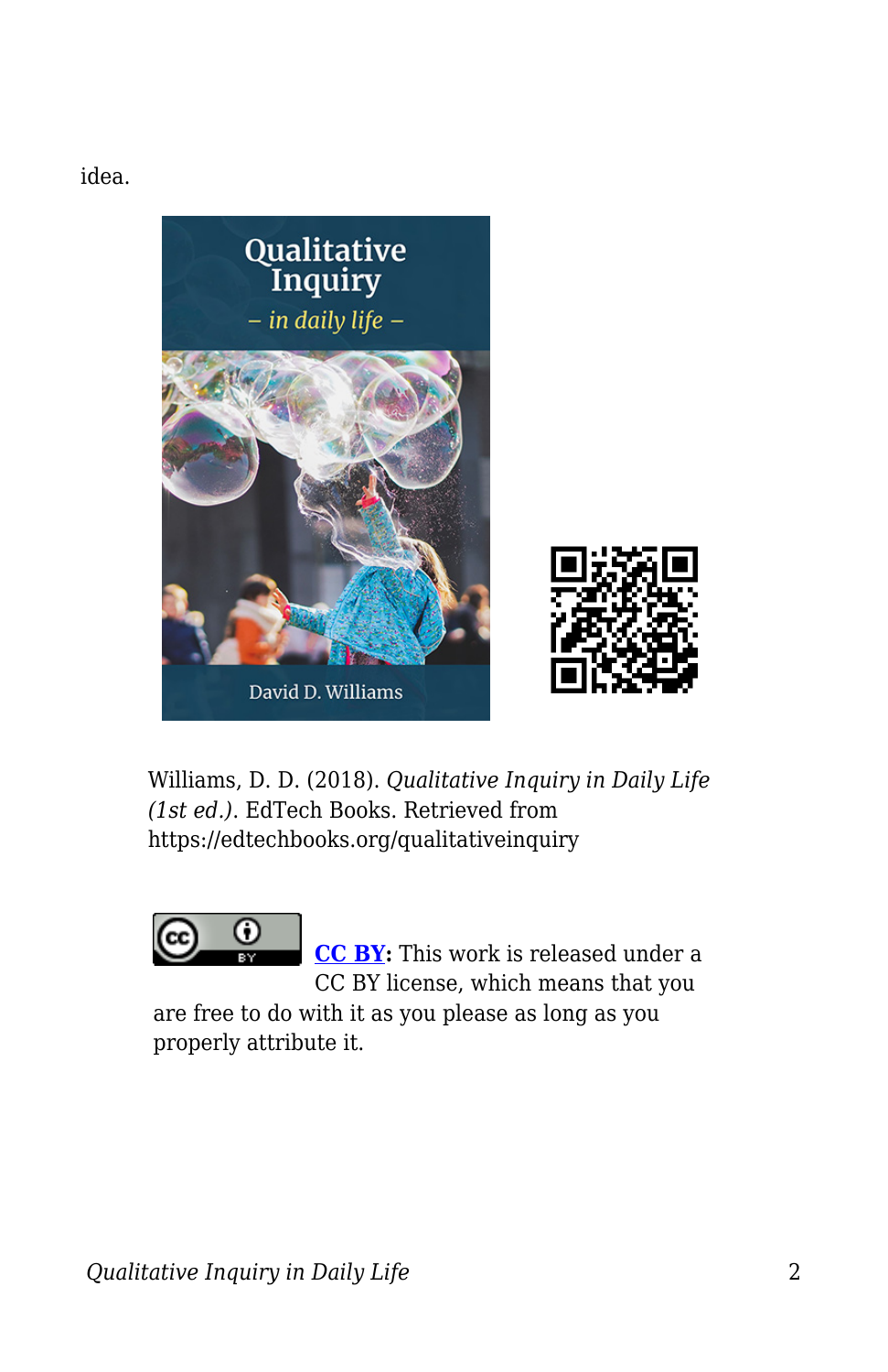idea.

Williams, D. D. (2018). *Qualitative Inquiry in Daily Life (1st ed.)*. EdTech Books. Retrieved from https://edtechbooks.org/qualitativeinquiry

**CC BY:** This work is released under a CC BY license, which means that you are free to do with it as you please as long as you properly attribute it.